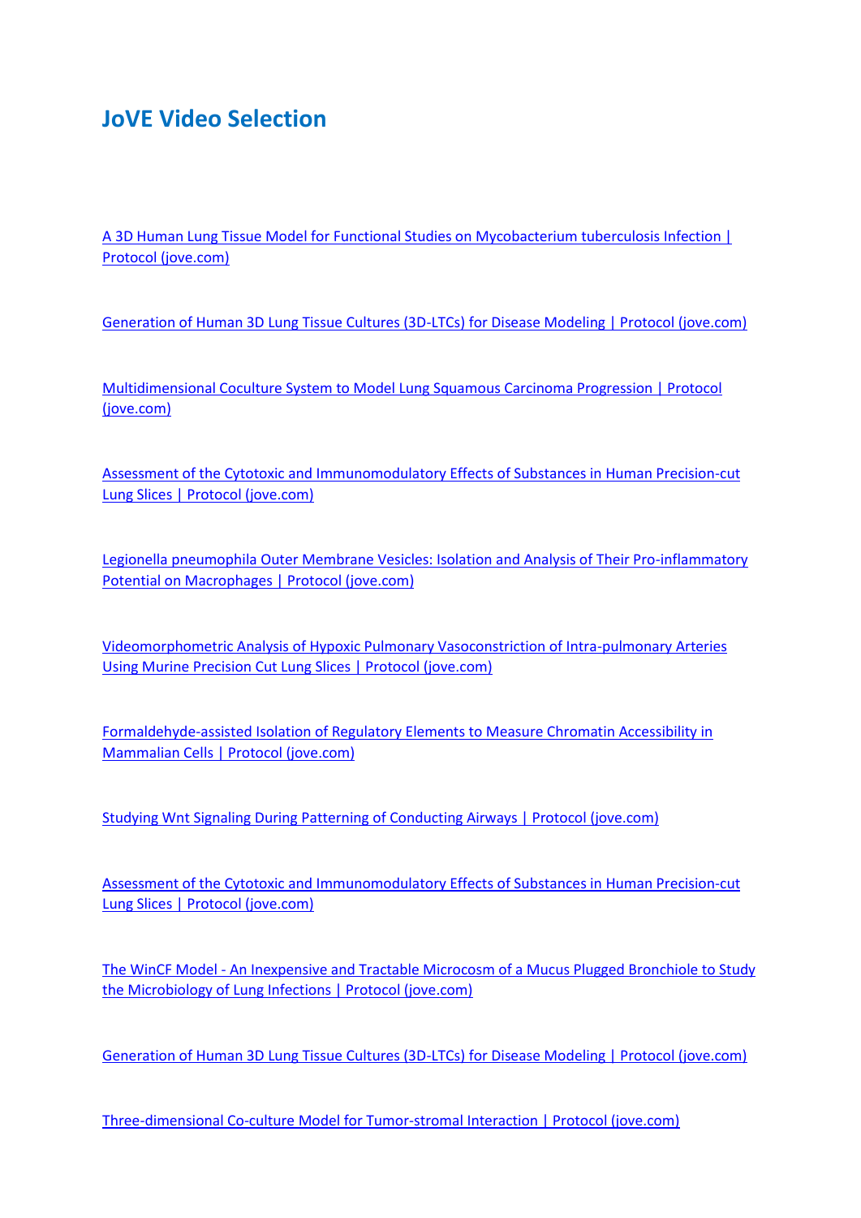# JoVE Video Selection

A 3D Human Lung Tissue Model for Functional Studies on Mycobacterium tuberculosis Infection | Protocol (jove.com)

Generation of Human 3D Lung Tissue Cultures (3D-LTCs) for Disease Modeling | Protocol (jove.com)

Multidimensional Coculture System to Model Lung Squamous Carcinoma Progression | Protocol (jove.com)

Assessment of the Cytotoxic and Immunomodulatory Effects of Substances in Human Precision-cut Lung Slices | Protocol (jove.com)

Legionella pneumophila Outer Membrane Vesicles: Isolation and Analysis of Their Pro-inflammatory Potential on Macrophages | Protocol (jove.com)

Videomorphometric Analysis of Hypoxic Pulmonary Vasoconstriction of Intra-pulmonary Arteries Using Murine Precision Cut Lung Slices | Protocol (jove.com)

Formaldehyde-assisted Isolation of Regulatory Elements to Measure Chromatin Accessibility in Mammalian Cells | Protocol (jove.com)

Studying Wnt Signaling During Patterning of Conducting Airways | Protocol (jove.com)

Assessment of the Cytotoxic and Immunomodulatory Effects of Substances in Human Precision-cut Lung Slices | Protocol (jove.com)

The WinCF Model - An Inexpensive and Tractable Microcosm of a Mucus Plugged Bronchiole to Study the Microbiology of Lung Infections | Protocol (jove.com)

Generation of Human 3D Lung Tissue Cultures (3D-LTCs) for Disease Modeling | Protocol (jove.com)

Three-dimensional Co-culture Model for Tumor-stromal Interaction | Protocol (jove.com)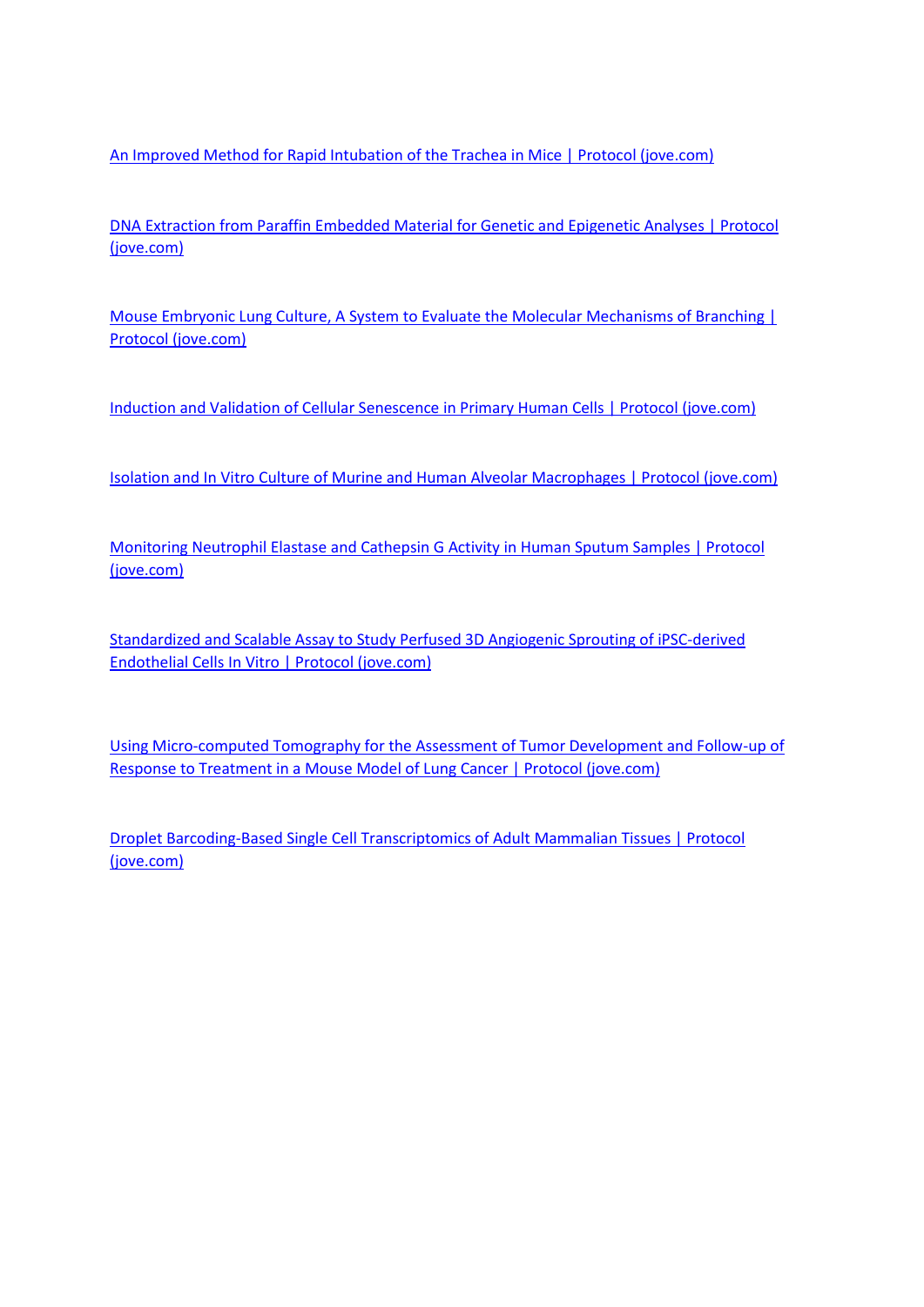An Improved Method for Rapid Intubation of the Trachea in Mice | Protocol (jove.com)

DNA Extraction from Paraffin Embedded Material for Genetic and Epigenetic Analyses | Protocol (jove.com)

Mouse Embryonic Lung Culture, A System to Evaluate the Molecular Mechanisms of Branching | Protocol (jove.com)

Induction and Validation of Cellular Senescence in Primary Human Cells | Protocol (jove.com)

Isolation and In Vitro Culture of Murine and Human Alveolar Macrophages | Protocol (jove.com)

Monitoring Neutrophil Elastase and Cathepsin G Activity in Human Sputum Samples | Protocol (jove.com)

Standardized and Scalable Assay to Study Perfused 3D Angiogenic Sprouting of iPSC-derived Endothelial Cells In Vitro | Protocol (jove.com)

Using Micro-computed Tomography for the Assessment of Tumor Development and Follow-up of Response to Treatment in a Mouse Model of Lung Cancer | Protocol (jove.com)

Droplet Barcoding-Based Single Cell Transcriptomics of Adult Mammalian Tissues | Protocol (jove.com)